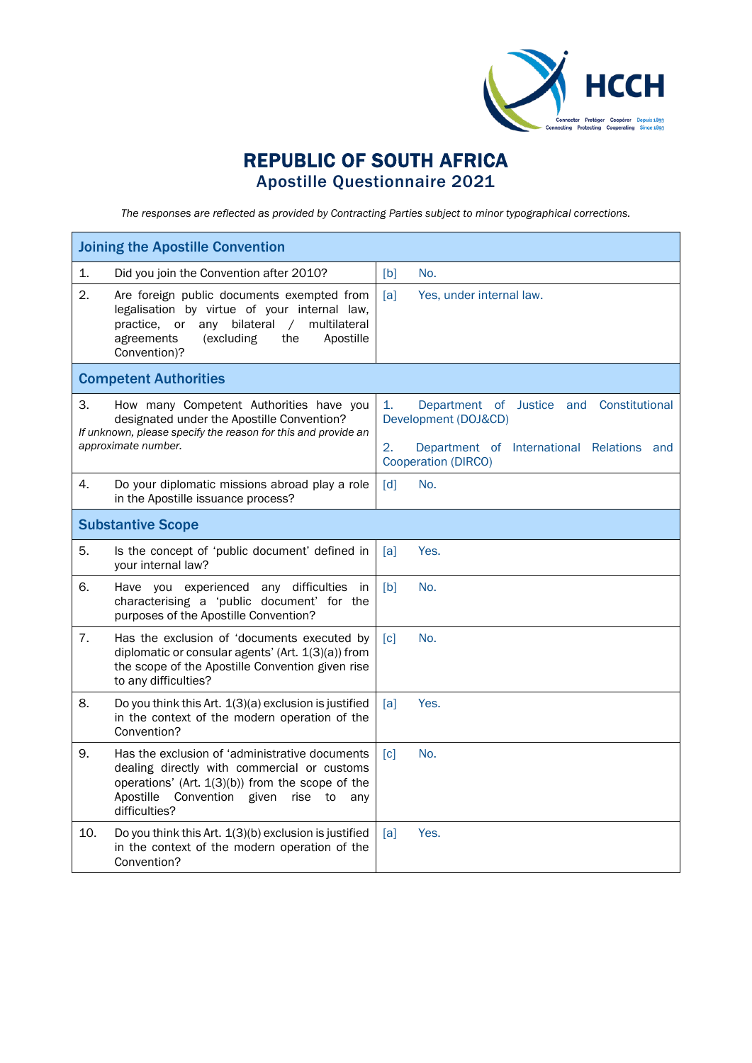# REPUBLIC OF SOUTH AFRICA
## Apostille Questionnaire 2021

*The responses are reflected as provided by Contracting Parties subject to minor typographical corrections.*

| Joining the Apostille Convention | |
|---|---|
| 1. Did you join the Convention after 2010? | [b] No. |
| 2. Are foreign public documents exempted from legalisation by virtue of your internal law, practice, or any bilateral / multilateral agreements (excluding the Apostille Convention)? | [a] Yes, under internal law. |
| **Competent Authorities** | |
| 3. How many Competent Authorities have you designated under the Apostille Convention? *If unknown, please specify the reason for this and provide an approximate number.* | 1. Department of Justice and Constitutional Development (DOJ&CD)<br><br>2. Department of International Relations and Cooperation (DIRCO) |
| 4. Do your diplomatic missions abroad play a role in the Apostille issuance process? | [d] No. |
| **Substantive Scope** | |
| 5. Is the concept of 'public document' defined in your internal law? | [a] Yes. |
| 6. Have you experienced any difficulties in characterising a 'public document' for the purposes of the Apostille Convention? | [b] No. |
| 7. Has the exclusion of 'documents executed by diplomatic or consular agents' (Art. 1(3)(a)) from the scope of the Apostille Convention given rise to any difficulties? | [c] No. |
| 8. Do you think this Art. 1(3)(a) exclusion is justified in the context of the modern operation of the Convention? | [a] Yes. |
| 9. Has the exclusion of 'administrative documents dealing directly with commercial or customs operations' (Art. 1(3)(b)) from the scope of the Apostille Convention given rise to any difficulties? | [c] No. |
| 10. Do you think this Art. 1(3)(b) exclusion is justified in the context of the modern operation of the Convention? | [a] Yes. |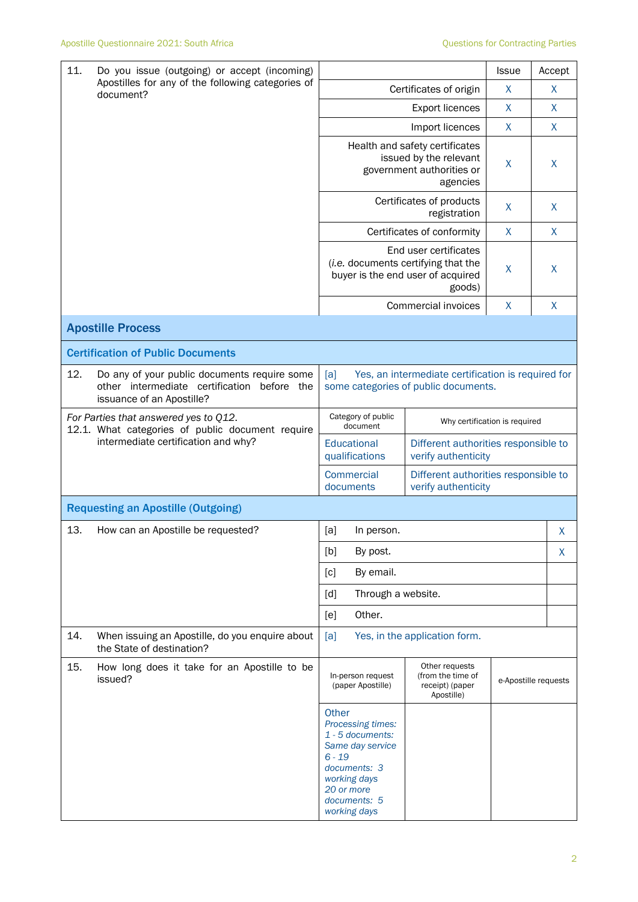| 11. Do you issue (outgoing) or accept (incoming) Apostilles for any of the following categories of document? | | Issue | Accept |
|---|---|---|---|
| | Certificates of origin | X | X |
| | Export licences | X | X |
| | Import licences | X | X |
| | Health and safety certificates issued by the relevant government authorities or agencies | X | X |
| | Certificates of products registration | X | X |
| | Certificates of conformity | X | X |
| | End user certificates (*i.e.* documents certifying that the buyer is the end user of acquired goods) | X | X |
| | Commercial invoices | X | X |

## Apostille Process

### Certification of Public Documents

| 12. Do any of your public documents require some other intermediate certification before the issuance of an Apostille? | [a] Yes, an intermediate certification is required for some categories of public documents. | |
|---|---|---|
| *For Parties that answered yes to Q12.* 12.1. What categories of public document require intermediate certification and why? | Category of public document | Why certification is required |
| | Educational qualifications | Different authorities responsible to verify authenticity |
| | Commercial documents | Different authorities responsible to verify authenticity |

### Requesting an Apostille (Outgoing)

| 13. How can an Apostille be requested? | | |
|---|---|---|
| | [a] In person. | X |
| | [b] By post. | X |
| | [c] By email. | |
| | [d] Through a website. | |
| | [e] Other. | |

| 14. When issuing an Apostille, do you enquire about the State of destination? | [a] Yes, in the application form. |
|---|---|

| 15. How long does it take for an Apostille to be issued? | In-person request (paper Apostille) | Other requests (from the time of receipt) (paper Apostille) | e-Apostille requests |
|---|---|---|---|
| | Other *Processing times: 1 - 5 documents: Same day service 6 - 19 documents: 3 working days 20 or more documents: 5 working days* | | |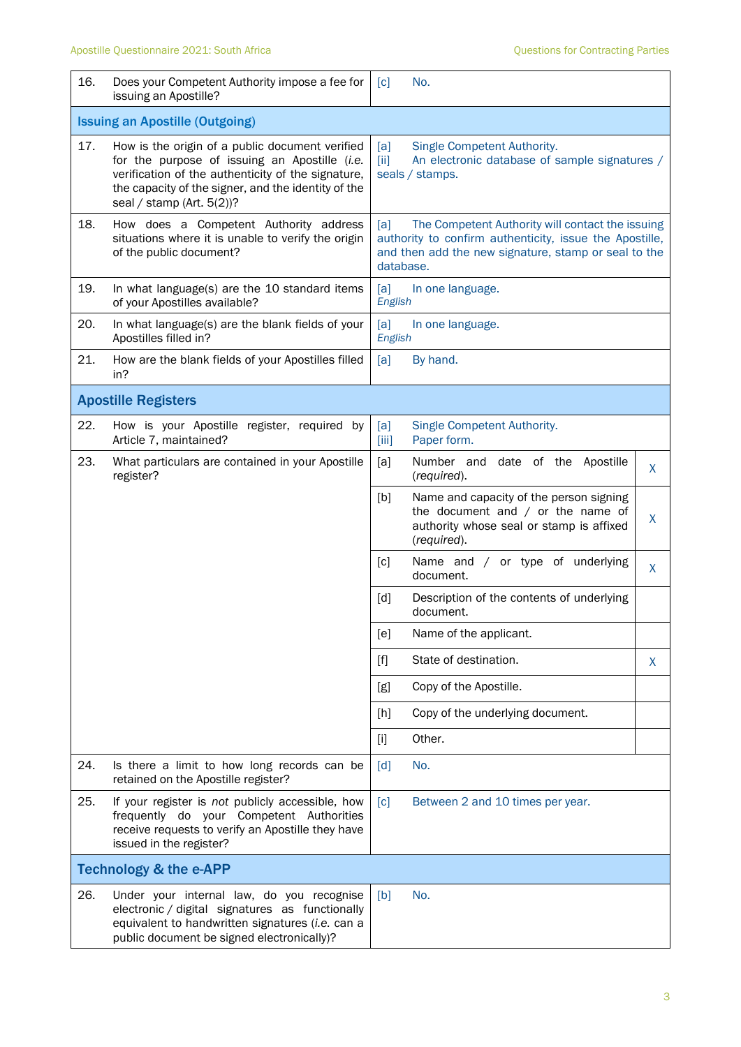| | | | |
|---|---|---|---|
| 16. | Does your Competent Authority impose a fee for issuing an Apostille? | [c] No. | |
| **Issuing an Apostille (Outgoing)** | | | |
| 17. | How is the origin of a public document verified for the purpose of issuing an Apostille (*i.e.* verification of the authenticity of the signature, the capacity of the signer, and the identity of the seal / stamp (Art. 5(2))? | [a] Single Competent Authority.<br>[ii] An electronic database of sample signatures / seals / stamps. | |
| 18. | How does a Competent Authority address situations where it is unable to verify the origin of the public document? | [a] The Competent Authority will contact the issuing authority to confirm authenticity, issue the Apostille, and then add the new signature, stamp or seal to the database. | |
| 19. | In what language(s) are the 10 standard items of your Apostilles available? | [a] In one language.<br>*English* | |
| 20. | In what language(s) are the blank fields of your Apostilles filled in? | [a] In one language.<br>*English* | |
| 21. | How are the blank fields of your Apostilles filled in? | [a] By hand. | |
| **Apostille Registers** | | | |
| 22. | How is your Apostille register, required by Article 7, maintained? | [a] Single Competent Authority.<br>[iii] Paper form. | |
| 23. | What particulars are contained in your Apostille register? | [a] Number and date of the Apostille (*required*). | X |
| | | [b] Name and capacity of the person signing the document and / or the name of authority whose seal or stamp is affixed (*required*). | X |
| | | [c] Name and / or type of underlying document. | X |
| | | [d] Description of the contents of underlying document. | |
| | | [e] Name of the applicant. | |
| | | [f] State of destination. | X |
| | | [g] Copy of the Apostille. | |
| | | [h] Copy of the underlying document. | |
| | | [i] Other. | |
| 24. | Is there a limit to how long records can be retained on the Apostille register? | [d] No. | |
| 25. | If your register is *not* publicly accessible, how frequently do your Competent Authorities receive requests to verify an Apostille they have issued in the register? | [c] Between 2 and 10 times per year. | |
| **Technology & the e-APP** | | | |
| 26. | Under your internal law, do you recognise electronic / digital signatures as functionally equivalent to handwritten signatures (*i.e.* can a public document be signed electronically)? | [b] No. | |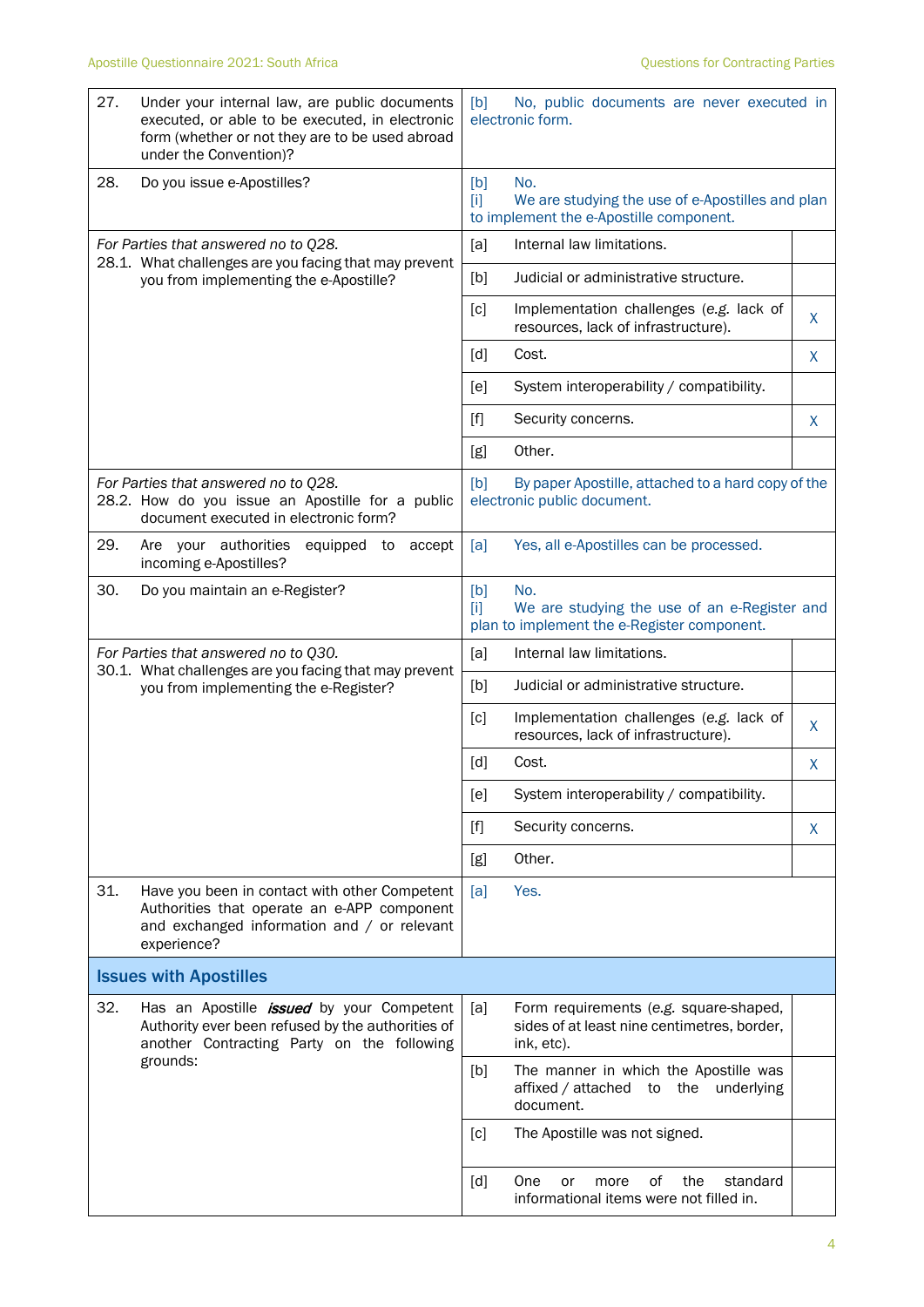| Question | Answer | |
|---|---|---|
| 27. Under your internal law, are public documents executed, or able to be executed, in electronic form (whether or not they are to be used abroad under the Convention)? | [b] No, public documents are never executed in electronic form. | |
| 28. Do you issue e-Apostilles? | [b] No.<br>[i] We are studying the use of e-Apostilles and plan to implement the e-Apostille component. | |
| *For Parties that answered no to Q28.*<br>28.1. What challenges are you facing that may prevent you from implementing the e-Apostille? | [a] Internal law limitations. | |
| | [b] Judicial or administrative structure. | |
| | [c] Implementation challenges (*e.g.* lack of resources, lack of infrastructure). | X |
| | [d] Cost. | X |
| | [e] System interoperability / compatibility. | |
| | [f] Security concerns. | X |
| | [g] Other. | |
| *For Parties that answered no to Q28.*<br>28.2. How do you issue an Apostille for a public document executed in electronic form? | [b] By paper Apostille, attached to a hard copy of the electronic public document. | |
| 29. Are your authorities equipped to accept incoming e-Apostilles? | [a] Yes, all e-Apostilles can be processed. | |
| 30. Do you maintain an e-Register? | [b] No.<br>[i] We are studying the use of an e-Register and plan to implement the e-Register component. | |
| *For Parties that answered no to Q30.*<br>30.1. What challenges are you facing that may prevent you from implementing the e-Register? | [a] Internal law limitations. | |
| | [b] Judicial or administrative structure. | |
| | [c] Implementation challenges (*e.g.* lack of resources, lack of infrastructure). | X |
| | [d] Cost. | X |
| | [e] System interoperability / compatibility. | |
| | [f] Security concerns. | X |
| | [g] Other. | |
| 31. Have you been in contact with other Competent Authorities that operate an e-APP component and exchanged information and / or relevant experience? | [a] Yes. | |

## Issues with Apostilles

| Question | Answer | |
|---|---|---|
| 32. Has an Apostille ***issued*** by your Competent Authority ever been refused by the authorities of another Contracting Party on the following grounds: | [a] Form requirements (*e.g.* square-shaped, sides of at least nine centimetres, border, ink, etc). | |
| | [b] The manner in which the Apostille was affixed / attached to the underlying document. | |
| | [c] The Apostille was not signed. | |
| | [d] One or more of the standard informational items were not filled in. | |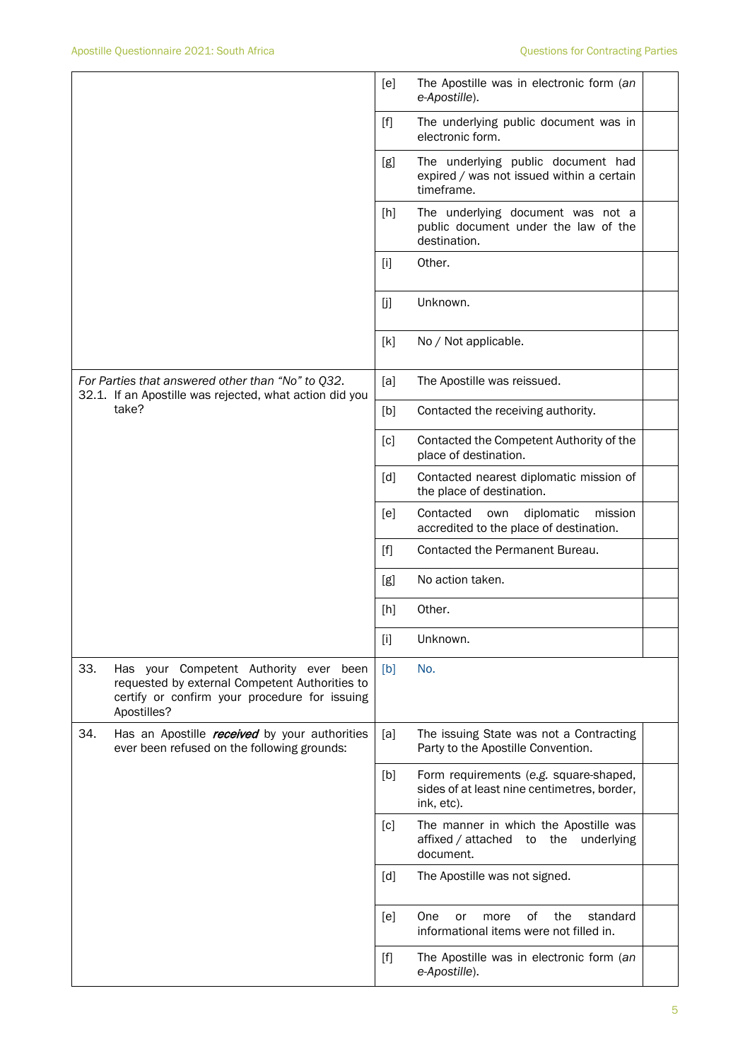| | | | |
|---|---|---|---|
| | [e] | The Apostille was in electronic form (*an e-Apostille*). | |
| | [f] | The underlying public document was in electronic form. | |
| | [g] | The underlying public document had expired / was not issued within a certain timeframe. | |
| | [h] | The underlying document was not a public document under the law of the destination. | |
| | [i] | Other. | |
| | [j] | Unknown. | |
| | [k] | No / Not applicable. | |
| *For Parties that answered other than "No" to Q32.* 32.1. If an Apostille was rejected, what action did you take? | [a] | The Apostille was reissued. | |
| | [b] | Contacted the receiving authority. | |
| | [c] | Contacted the Competent Authority of the place of destination. | |
| | [d] | Contacted nearest diplomatic mission of the place of destination. | |
| | [e] | Contacted own diplomatic mission accredited to the place of destination. | |
| | [f] | Contacted the Permanent Bureau. | |
| | [g] | No action taken. | |
| | [h] | Other. | |
| | [i] | Unknown. | |
| 33. Has your Competent Authority ever been requested by external Competent Authorities to certify or confirm your procedure for issuing Apostilles? | [b] | No. | |
| 34. Has an Apostille ***received*** by your authorities ever been refused on the following grounds: | [a] | The issuing State was not a Contracting Party to the Apostille Convention. | |
| | [b] | Form requirements (*e.g.* square-shaped, sides of at least nine centimetres, border, ink, etc). | |
| | [c] | The manner in which the Apostille was affixed / attached to the underlying document. | |
| | [d] | The Apostille was not signed. | |
| | [e] | One or more of the standard informational items were not filled in. | |
| | [f] | The Apostille was in electronic form (*an e-Apostille*). | |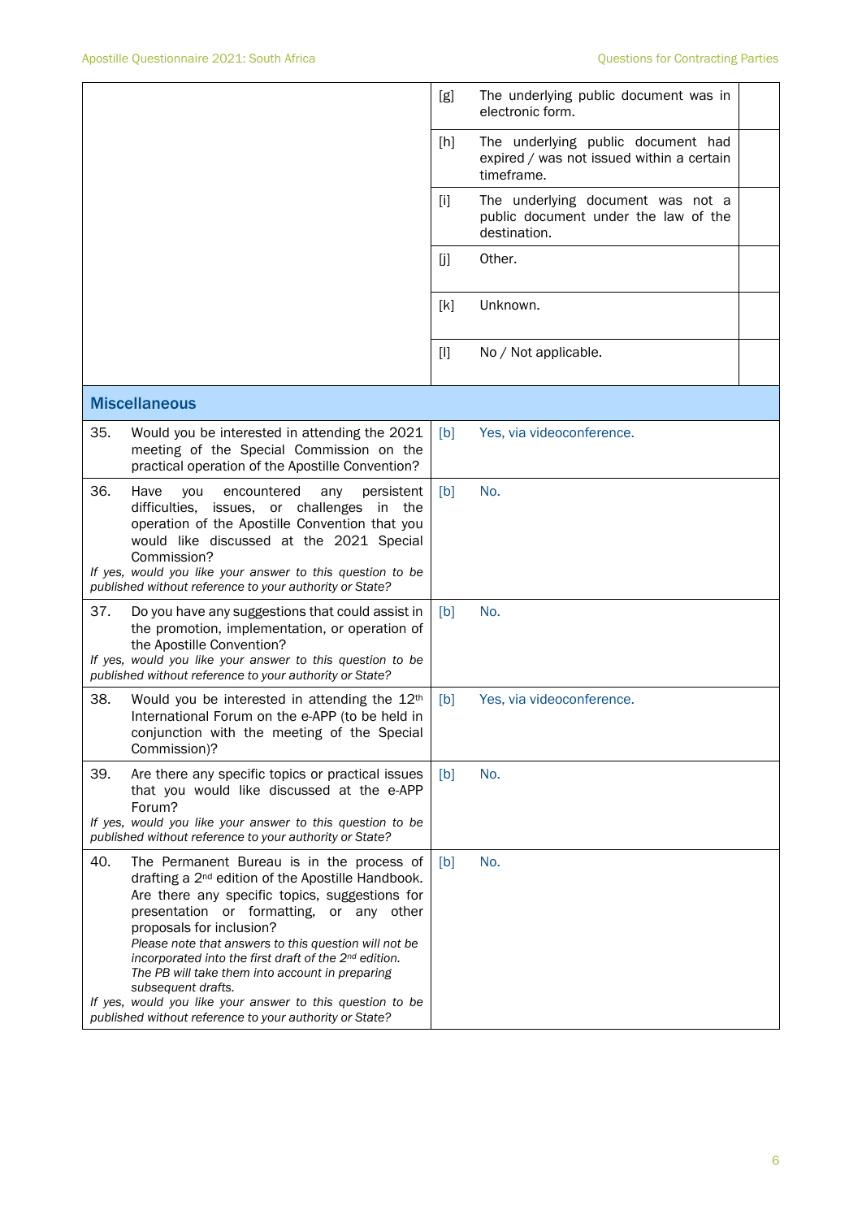| | | | |
|---|---|---|---|
| | [g] | The underlying public document was in electronic form. | |
| | [h] | The underlying public document had expired / was not issued within a certain timeframe. | |
| | [i] | The underlying document was not a public document under the law of the destination. | |
| | [j] | Other. | |
| | [k] | Unknown. | |
| | [l] | No / Not applicable. | |

## Miscellaneous

| | | |
|---|---|---|
| 35. Would you be interested in attending the 2021 meeting of the Special Commission on the practical operation of the Apostille Convention? | [b] | Yes, via videoconference. |
| 36. Have you encountered any persistent difficulties, issues, or challenges in the operation of the Apostille Convention that you would like discussed at the 2021 Special Commission?<br>*If yes, would you like your answer to this question to be published without reference to your authority or State?* | [b] | No. |
| 37. Do you have any suggestions that could assist in the promotion, implementation, or operation of the Apostille Convention?<br>*If yes, would you like your answer to this question to be published without reference to your authority or State?* | [b] | No. |
| 38. Would you be interested in attending the 12th International Forum on the e-APP (to be held in conjunction with the meeting of the Special Commission)? | [b] | Yes, via videoconference. |
| 39. Are there any specific topics or practical issues that you would like discussed at the e-APP Forum?<br>*If yes, would you like your answer to this question to be published without reference to your authority or State?* | [b] | No. |
| 40. The Permanent Bureau is in the process of drafting a 2nd edition of the Apostille Handbook. Are there any specific topics, suggestions for presentation or formatting, or any other proposals for inclusion?<br>*Please note that answers to this question will not be incorporated into the first draft of the 2nd edition. The PB will take them into account in preparing subsequent drafts.*<br>*If yes, would you like your answer to this question to be published without reference to your authority or State?* | [b] | No. |